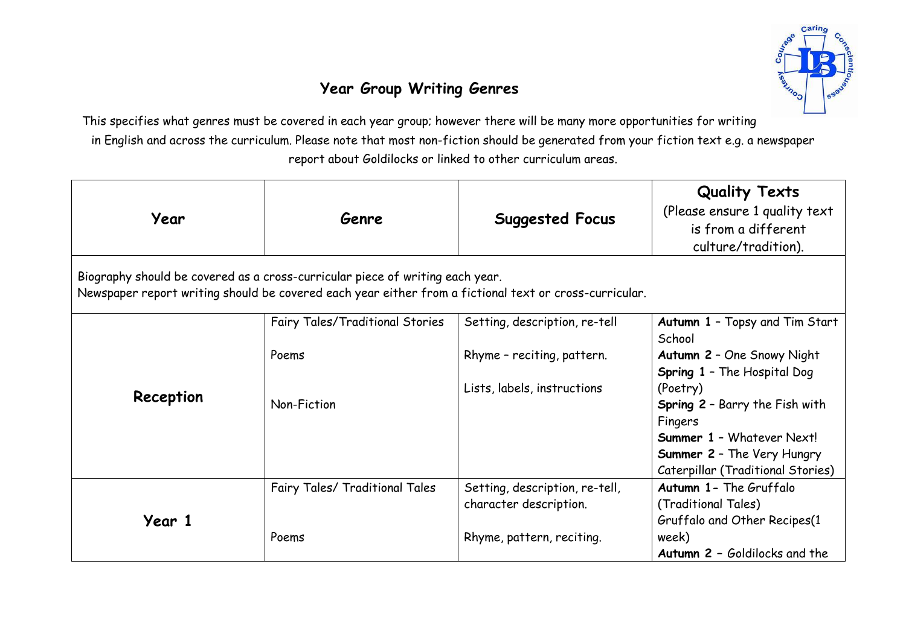# Year Group Writing Genres

This specifies what genres must be covered in each year group; however there will be many more opportunities for writing in English and across the curriculum. Please note that most non-fiction should be generated from your fiction text e.g. a newspaper report about Goldilocks or linked to other curriculum areas.

| Year | Genre | Suggested Focus | Quality Texts (Please ensure 1 quality text is from a different culture/tradition). |
|---|---|---|---|
| Biography should be covered as a cross-curricular piece of writing each year. Newspaper report writing should be covered each year either from a fictional text or cross-curricular. | | | |
| **Reception** | Fairy Tales/Traditional Stories<br><br>Poems<br><br>Non-Fiction | Setting, description, re-tell<br><br>Rhyme – reciting, pattern.<br><br>Lists, labels, instructions | **Autumn 1** – Topsy and Tim Start School<br>**Autumn 2** – One Snowy Night<br>**Spring 1** – The Hospital Dog (Poetry)<br>**Spring 2** – Barry the Fish with Fingers<br>**Summer 1** – Whatever Next!<br>**Summer 2** – The Very Hungry Caterpillar (Traditional Stories) |
| **Year 1** | Fairy Tales/ Traditional Tales<br><br>Poems | Setting, description, re-tell, character description.<br><br>Rhyme, pattern, reciting. | **Autumn 1** - The Gruffalo (Traditional Tales)<br>Gruffalo and Other Recipes(1 week)<br>**Autumn 2** – Goldilocks and the |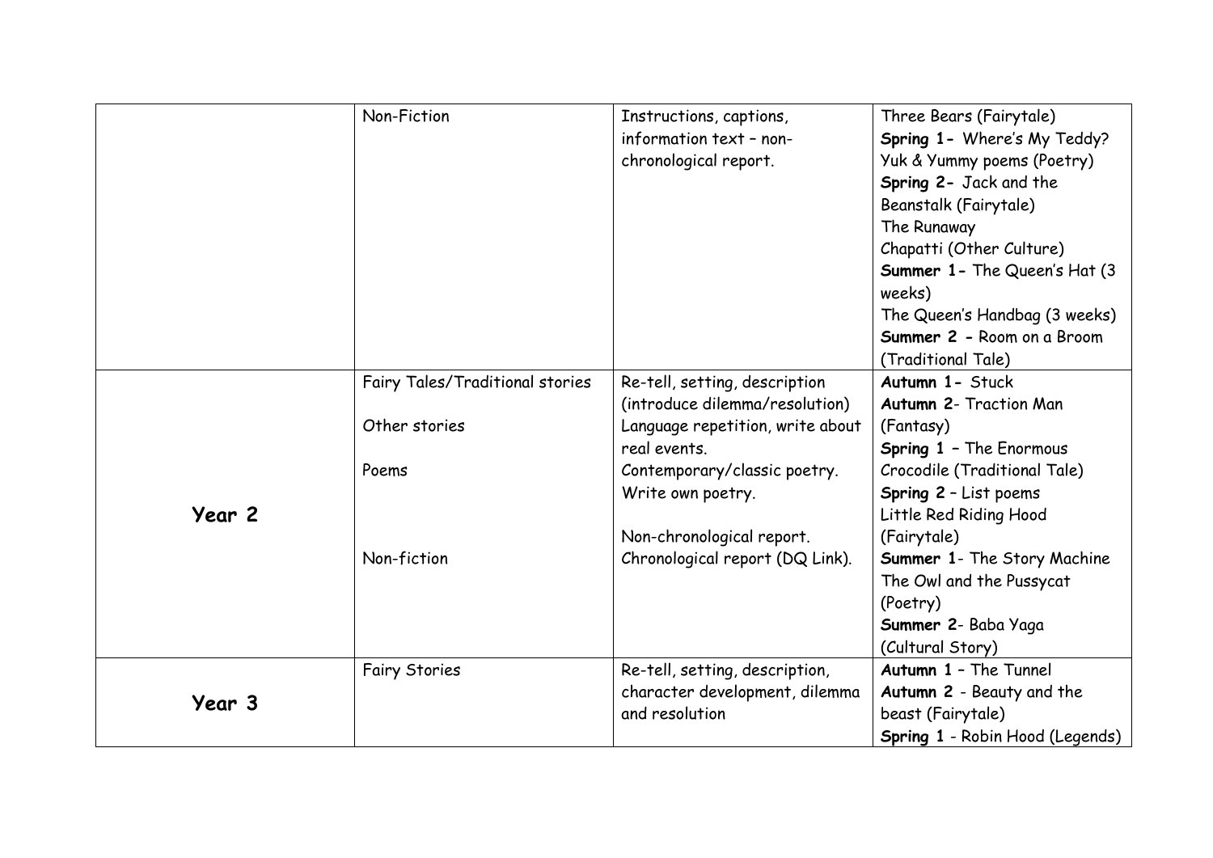| | | | |
|---|---|---|---|
| | Non-Fiction | Instructions, captions, information text – non-chronological report. | Three Bears (Fairytale)<br>**Spring 1-** Where's My Teddy?<br>Yuk & Yummy poems (Poetry)<br>**Spring 2-** Jack and the Beanstalk (Fairytale)<br>The Runaway Chapatti (Other Culture)<br>**Summer 1-** The Queen's Hat (3 weeks)<br>The Queen's Handbag (3 weeks)<br>**Summer 2 -** Room on a Broom (Traditional Tale) |
| **Year 2** | Fairy Tales/Traditional stories<br><br>Other stories<br><br>Poems<br><br><br>Non-fiction | Re-tell, setting, description (introduce dilemma/resolution)<br>Language repetition, write about real events.<br>Contemporary/classic poetry.<br>Write own poetry.<br><br>Non-chronological report.<br>Chronological report (DQ Link). | **Autumn 1-** Stuck<br>**Autumn 2**- Traction Man (Fantasy)<br>**Spring 1** – The Enormous Crocodile (Traditional Tale)<br>**Spring 2** – List poems<br>Little Red Riding Hood (Fairytale)<br>**Summer 1**- The Story Machine<br>The Owl and the Pussycat (Poetry)<br>**Summer 2**- Baba Yaga (Cultural Story) |
| **Year 3** | Fairy Stories | Re-tell, setting, description, character development, dilemma and resolution | **Autumn 1** – The Tunnel<br>**Autumn 2** - Beauty and the beast (Fairytale)<br>**Spring 1** - Robin Hood (Legends) |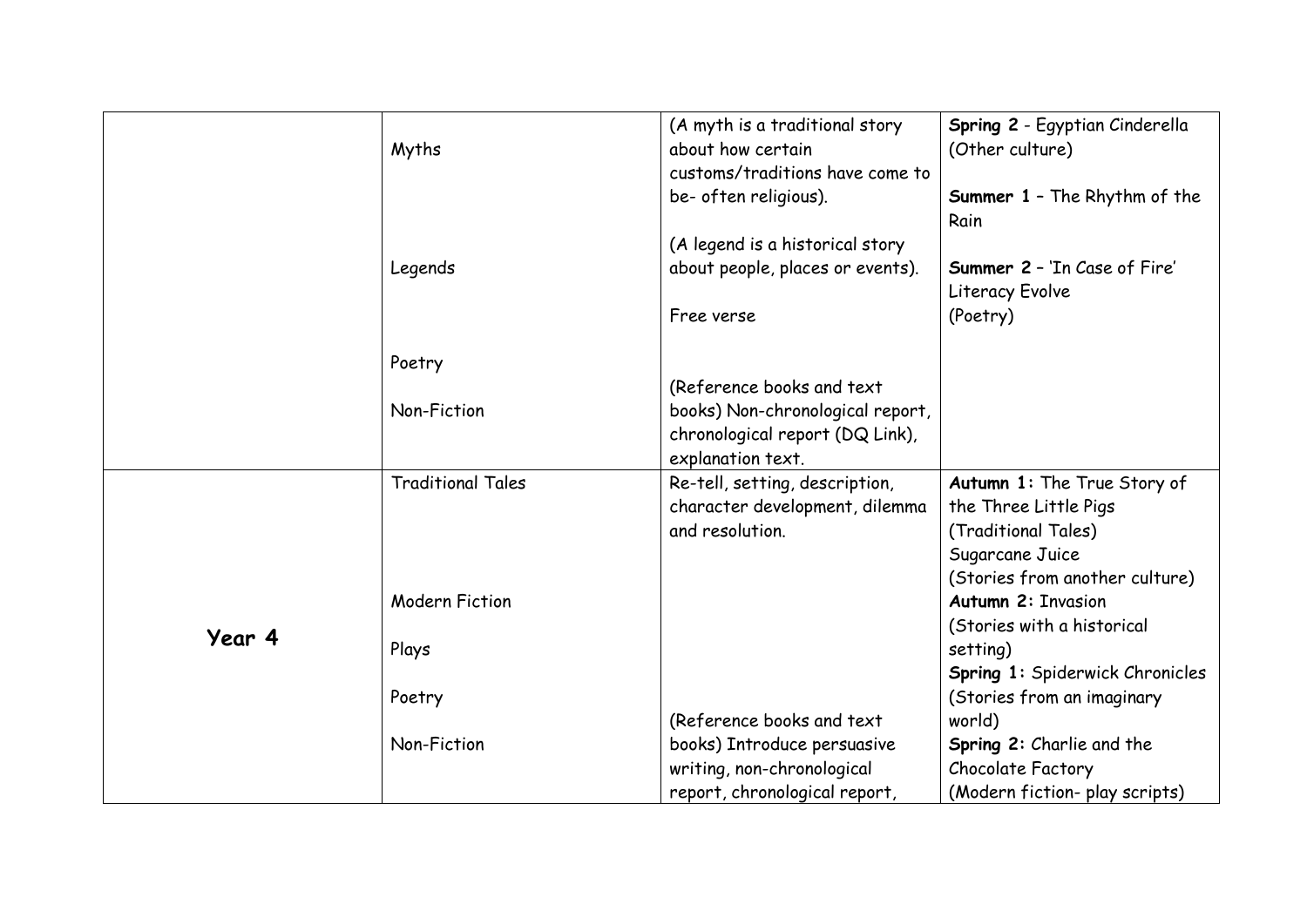| | | | |
|---|---|---|---|
| | Myths<br><br>Legends<br><br>Poetry<br><br>Non-Fiction | (A myth is a traditional story about how certain customs/traditions have come to be- often religious).<br><br>(A legend is a historical story about people, places or events).<br><br>Free verse<br><br>(Reference books and text books) Non-chronological report, chronological report (DQ Link), explanation text. | **Spring 2** - Egyptian Cinderella (Other culture)<br><br>**Summer 1** – The Rhythm of the Rain<br><br>**Summer 2** – 'In Case of Fire' Literacy Evolve (Poetry) |
| **Year 4** | Traditional Tales<br><br>Modern Fiction<br><br>Plays<br><br>Poetry<br><br>Non-Fiction | Re-tell, setting, description, character development, dilemma and resolution.<br><br>(Reference books and text books) Introduce persuasive writing, non-chronological report, chronological report, | **Autumn 1:** The True Story of the Three Little Pigs (Traditional Tales)<br>Sugarcane Juice (Stories from another culture)<br>**Autumn 2:** Invasion (Stories with a historical setting)<br>**Spring 1:** Spiderwick Chronicles (Stories from an imaginary world)<br>**Spring 2:** Charlie and the Chocolate Factory (Modern fiction- play scripts) |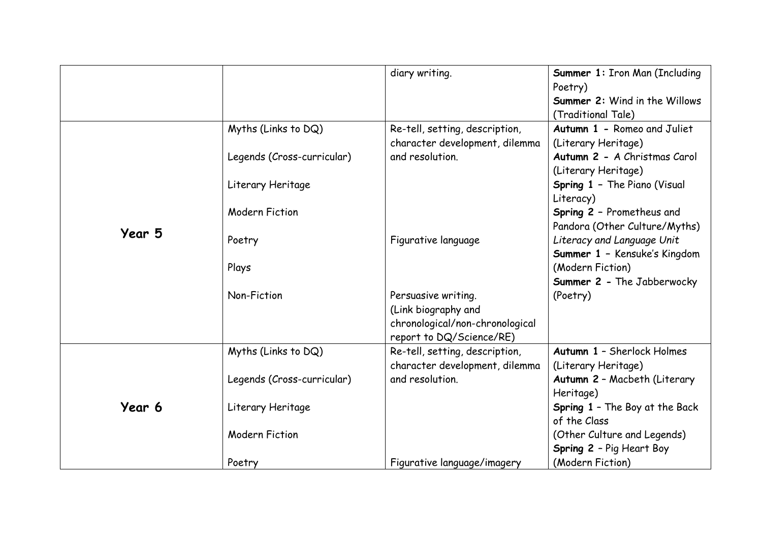| | | | |
|---|---|---|---|
| | | diary writing. | **Summer 1:** Iron Man (Including Poetry)<br>**Summer 2:** Wind in the Willows (Traditional Tale) |
| **Year 5** | Myths (Links to DQ)<br><br>Legends (Cross-curricular)<br><br>Literary Heritage<br><br>Modern Fiction<br><br>Poetry<br><br>Plays<br><br>Non-Fiction | Re-tell, setting, description, character development, dilemma and resolution.<br><br><br><br><br><br>Figurative language<br><br><br><br>Persuasive writing.<br>(Link biography and chronological/non-chronological report to DQ/Science/RE) | **Autumn 1 -** Romeo and Juliet (Literary Heritage)<br>**Autumn 2 -** A Christmas Carol (Literary Heritage)<br>**Spring 1 –** The Piano (Visual Literacy)<br>**Spring 2 –** Prometheus and Pandora (Other Culture/Myths)<br>*Literacy and Language Unit*<br>**Summer 1 –** Kensuke's Kingdom (Modern Fiction)<br>**Summer 2 -** The Jabberwocky (Poetry) |
| **Year 6** | Myths (Links to DQ)<br><br>Legends (Cross-curricular)<br><br>Literary Heritage<br><br>Modern Fiction<br><br>Poetry | Re-tell, setting, description, character development, dilemma and resolution.<br><br><br><br><br><br>Figurative language/imagery | **Autumn 1** – Sherlock Holmes (Literary Heritage)<br>**Autumn 2** – Macbeth (Literary Heritage)<br>**Spring 1** – The Boy at the Back of the Class<br>(Other Culture and Legends)<br>**Spring 2** – Pig Heart Boy (Modern Fiction) |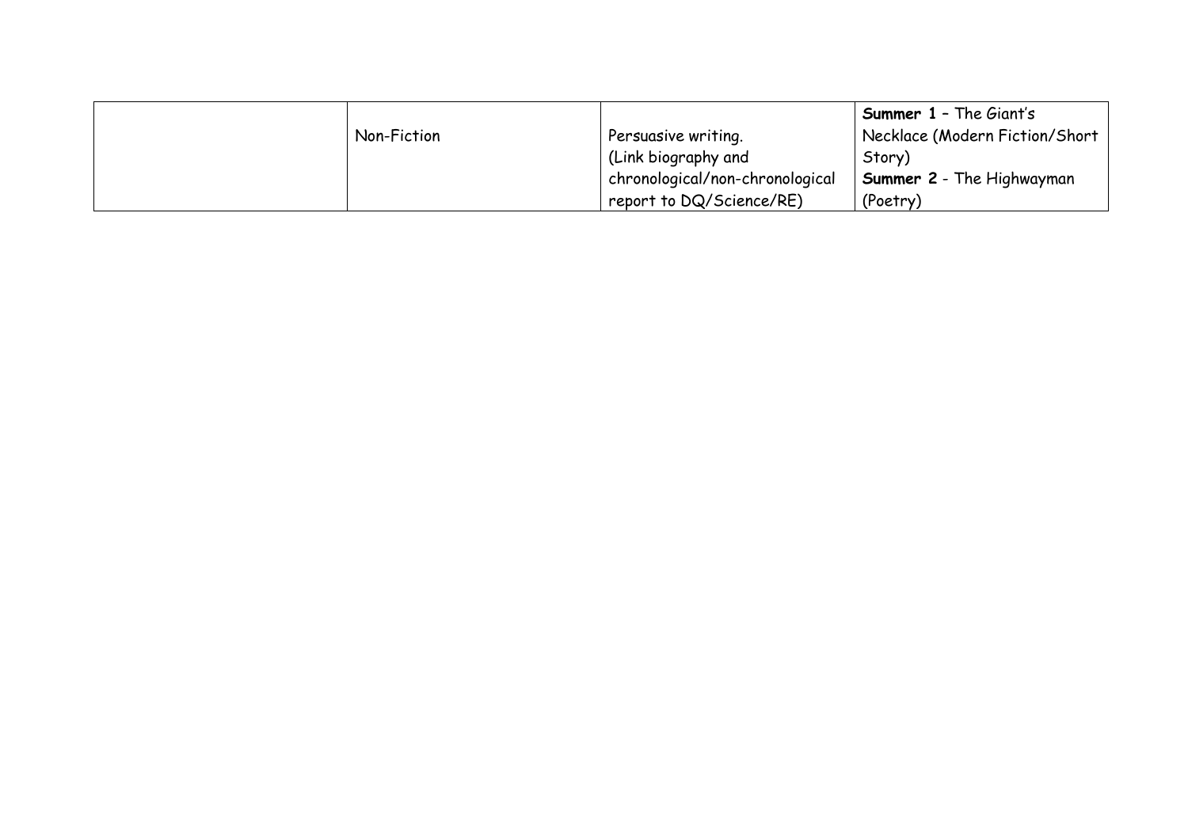| | | | |
|---|---|---|---|
| | Non-Fiction | Persuasive writing. (Link biography and chronological/non-chronological report to DQ/Science/RE) | **Summer 1** – The Giant's Necklace (Modern Fiction/Short Story) **Summer 2** - The Highwayman (Poetry) |